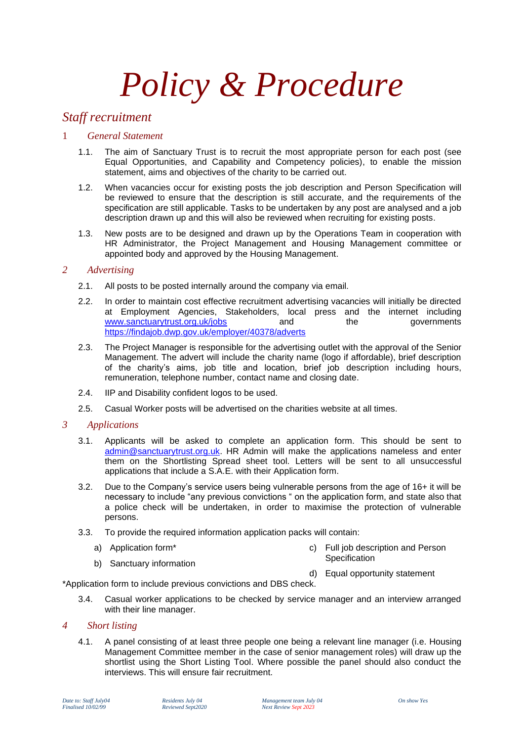# *Policy & Procedure*

## *Staff recruitment*

### 1 *General Statement*

1.1. The aim of Sanctuary Trust is to recruit the most appropriate person for each post (see Equal Opportunities, and Capability and Competency policies), to enable the mission statement, aims and objectives of the charity to be carried out.

1.2. When vacancies occur for existing posts the job description and Person Specification will be reviewed to ensure that the description is still accurate, and the requirements of the specification are still applicable. Tasks to be undertaken by any post are analysed and a job description drawn up and this will also be reviewed when recruiting for existing posts.

1.3. New posts are to be designed and drawn up by the Operations Team in cooperation with HR Administrator, the Project Management and Housing Management committee or appointed body and approved by the Housing Management.

### 2 *Advertising*

2.1. All posts to be posted internally around the company via email.

2.2. In order to maintain cost effective recruitment advertising vacancies will initially be directed at Employment Agencies, Stakeholders, local press and the internet including www.sanctuarytrust.org.uk/jobs and the governments https://findajob.dwp.gov.uk/employer/40378/adverts

2.3. The Project Manager is responsible for the advertising outlet with the approval of the Senior Management. The advert will include the charity name (logo if affordable), brief description of the charity's aims, job title and location, brief job description including hours, remuneration, telephone number, contact name and closing date.

2.4. IIP and Disability confident logos to be used.

2.5. Casual Worker posts will be advertised on the charities website at all times.

### 3 *Applications*

3.1. Applicants will be asked to complete an application form. This should be sent to admin@sanctuarytrust.org.uk. HR Admin will make the applications nameless and enter them on the Shortlisting Spread sheet tool. Letters will be sent to all unsuccessful applications that include a S.A.E. with their Application form.

3.2. Due to the Company's service users being vulnerable persons from the age of 16+ it will be necessary to include "any previous convictions " on the application form, and state also that a police check will be undertaken, in order to maximise the protection of vulnerable persons.

3.3. To provide the required information application packs will contain:

a) Application form*
b) Sanctuary information
c) Full job description and Person Specification
d) Equal opportunity statement

*Application form to include previous convictions and DBS check.

3.4. Casual worker applications to be checked by service manager and an interview arranged with their line manager.

### 4 *Short listing*

4.1. A panel consisting of at least three people one being a relevant line manager (i.e. Housing Management Committee member in the case of senior management roles) will draw up the shortlist using the Short Listing Tool. Where possible the panel should also conduct the interviews. This will ensure fair recruitment.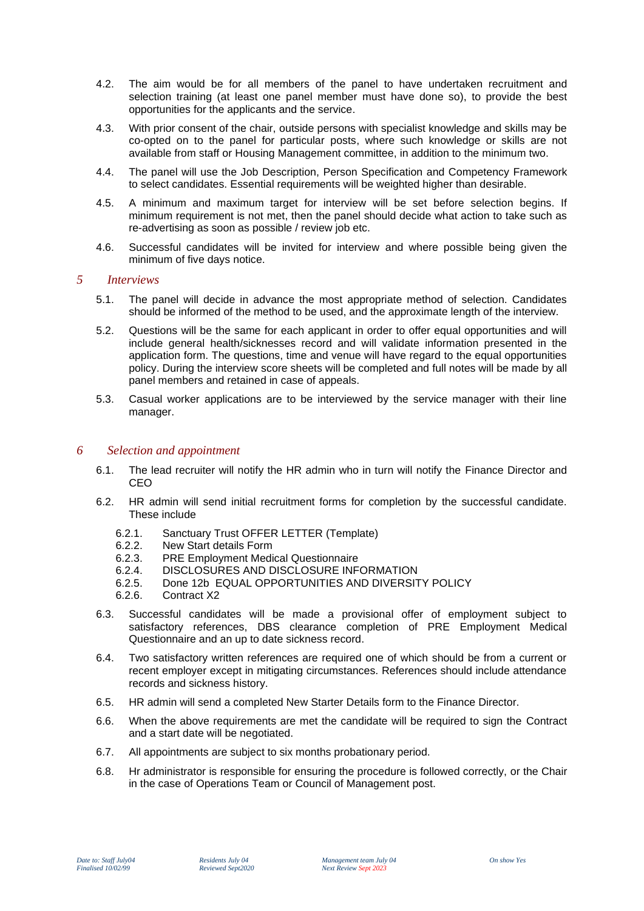4.2. The aim would be for all members of the panel to have undertaken recruitment and selection training (at least one panel member must have done so), to provide the best opportunities for the applicants and the service.

4.3. With prior consent of the chair, outside persons with specialist knowledge and skills may be co-opted on to the panel for particular posts, where such knowledge or skills are not available from staff or Housing Management committee, in addition to the minimum two.

4.4. The panel will use the Job Description, Person Specification and Competency Framework to select candidates. Essential requirements will be weighted higher than desirable.

4.5. A minimum and maximum target for interview will be set before selection begins. If minimum requirement is not met, then the panel should decide what action to take such as re-advertising as soon as possible / review job etc.

4.6. Successful candidates will be invited for interview and where possible being given the minimum of five days notice.

## 5 *Interviews*

5.1. The panel will decide in advance the most appropriate method of selection. Candidates should be informed of the method to be used, and the approximate length of the interview.

5.2. Questions will be the same for each applicant in order to offer equal opportunities and will include general health/sicknesses record and will validate information presented in the application form. The questions, time and venue will have regard to the equal opportunities policy. During the interview score sheets will be completed and full notes will be made by all panel members and retained in case of appeals.

5.3. Casual worker applications are to be interviewed by the service manager with their line manager.

## 6 *Selection and appointment*

6.1. The lead recruiter will notify the HR admin who in turn will notify the Finance Director and CEO

6.2. HR admin will send initial recruitment forms for completion by the successful candidate. These include

- 6.2.1. Sanctuary Trust OFFER LETTER (Template)
- 6.2.2. New Start details Form
- 6.2.3. PRE Employment Medical Questionnaire
- 6.2.4. DISCLOSURES AND DISCLOSURE INFORMATION
- 6.2.5. Done 12b EQUAL OPPORTUNITIES AND DIVERSITY POLICY
- 6.2.6. Contract X2

6.3. Successful candidates will be made a provisional offer of employment subject to satisfactory references, DBS clearance completion of PRE Employment Medical Questionnaire and an up to date sickness record.

6.4. Two satisfactory written references are required one of which should be from a current or recent employer except in mitigating circumstances. References should include attendance records and sickness history.

6.5. HR admin will send a completed New Starter Details form to the Finance Director.

6.6. When the above requirements are met the candidate will be required to sign the Contract and a start date will be negotiated.

6.7. All appointments are subject to six months probationary period.

6.8. Hr administrator is responsible for ensuring the procedure is followed correctly, or the Chair in the case of Operations Team or Council of Management post.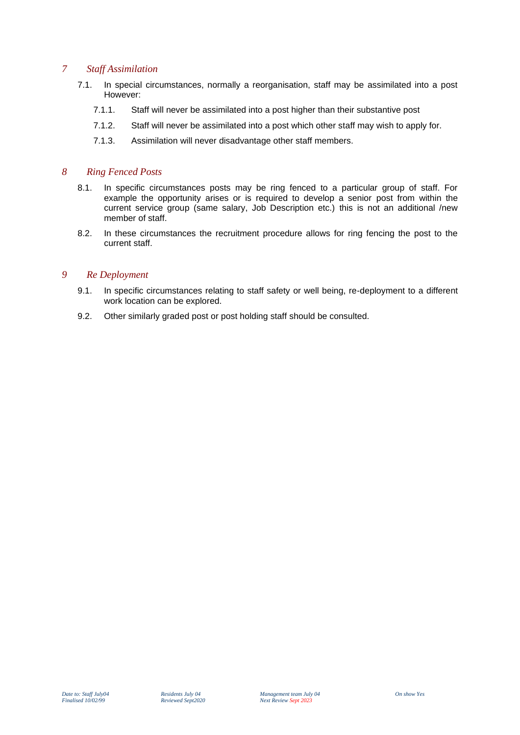## *7 Staff Assimilation*

7.1. In special circumstances, normally a reorganisation, staff may be assimilated into a post However:

 7.1.1. Staff will never be assimilated into a post higher than their substantive post

 7.1.2. Staff will never be assimilated into a post which other staff may wish to apply for.

 7.1.3. Assimilation will never disadvantage other staff members.

## *8 Ring Fenced Posts*

8.1. In specific circumstances posts may be ring fenced to a particular group of staff. For example the opportunity arises or is required to develop a senior post from within the current service group (same salary, Job Description etc.) this is not an additional /new member of staff.

8.2. In these circumstances the recruitment procedure allows for ring fencing the post to the current staff.

## *9 Re Deployment*

9.1. In specific circumstances relating to staff safety or well being, re-deployment to a different work location can be explored.

9.2. Other similarly graded post or post holding staff should be consulted.

*Date to: Staff July04*
*Finalised 10/02/99*

*Residents July 04*
*Reviewed Sept2020*

*Management team July 04*
*Next Review Sept 2023*

*On show Yes*